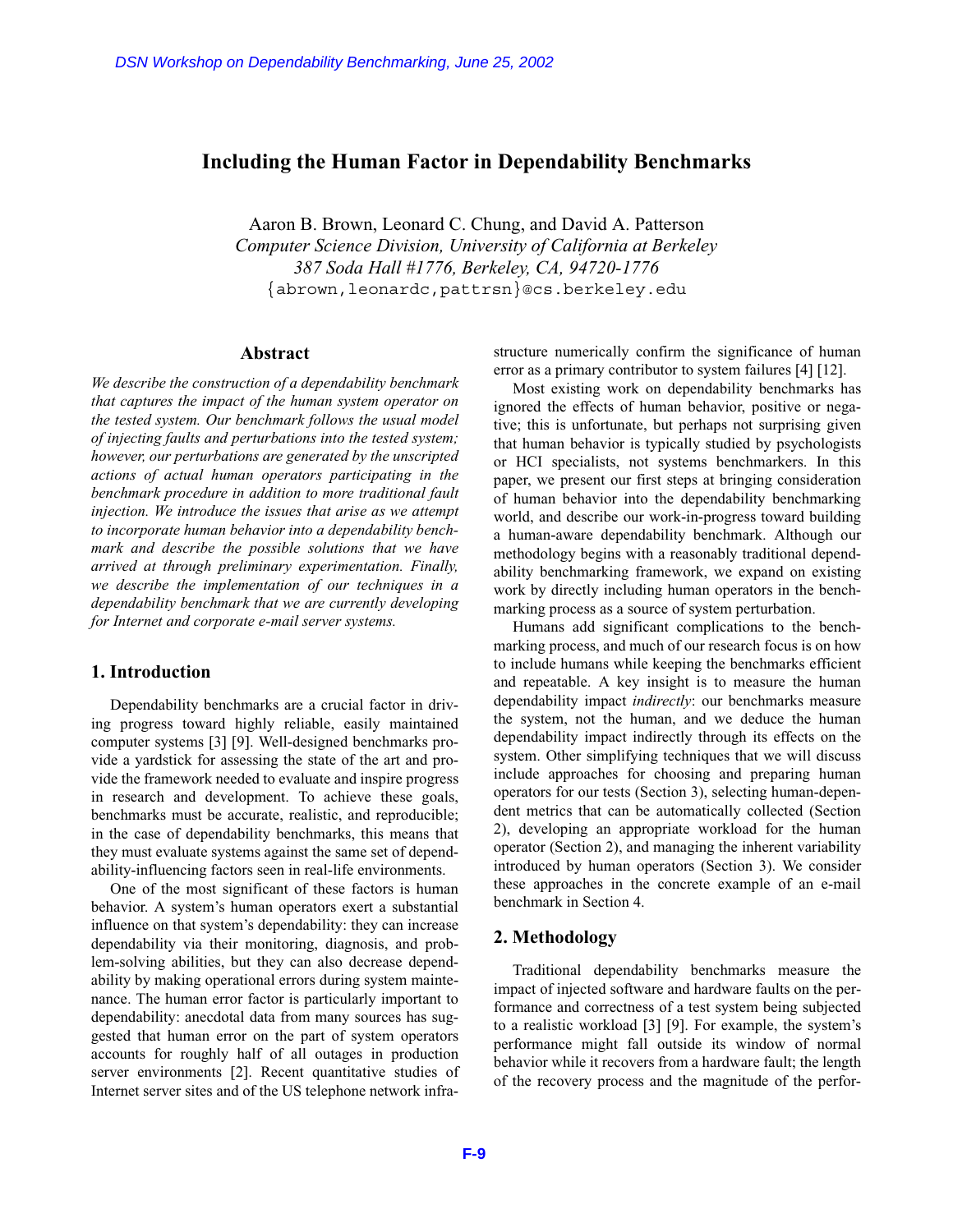# Including the Human Factor in Dependability Benchmarks

Aaron B. Brown, Leonard C. Chung, and David A. Patterson
*Computer Science Division, University of California at Berkeley*
*387 Soda Hall #1776, Berkeley, CA, 94720-1776*
{abrown,leonardc,pattrsn}@cs.berkeley.edu

## Abstract

*We describe the construction of a dependability benchmark that captures the impact of the human system operator on the tested system. Our benchmark follows the usual model of injecting faults and perturbations into the tested system; however, our perturbations are generated by the unscripted actions of actual human operators participating in the benchmark procedure in addition to more traditional fault injection. We introduce the issues that arise as we attempt to incorporate human behavior into a dependability benchmark and describe the possible solutions that we have arrived at through preliminary experimentation. Finally, we describe the implementation of our techniques in a dependability benchmark that we are currently developing for Internet and corporate e-mail server systems.*

## 1. Introduction

Dependability benchmarks are a crucial factor in driving progress toward highly reliable, easily maintained computer systems [3] [9]. Well-designed benchmarks provide a yardstick for assessing the state of the art and provide the framework needed to evaluate and inspire progress in research and development. To achieve these goals, benchmarks must be accurate, realistic, and reproducible; in the case of dependability benchmarks, this means that they must evaluate systems against the same set of dependability-influencing factors seen in real-life environments.

One of the most significant of these factors is human behavior. A system's human operators exert a substantial influence on that system's dependability: they can increase dependability via their monitoring, diagnosis, and problem-solving abilities, but they can also decrease dependability by making operational errors during system maintenance. The human error factor is particularly important to dependability: anecdotal data from many sources has suggested that human error on the part of system operators accounts for roughly half of all outages in production server environments [2]. Recent quantitative studies of Internet server sites and of the US telephone network infrastructure numerically confirm the significance of human error as a primary contributor to system failures [4] [12].

Most existing work on dependability benchmarks has ignored the effects of human behavior, positive or negative; this is unfortunate, but perhaps not surprising given that human behavior is typically studied by psychologists or HCI specialists, not systems benchmarkers. In this paper, we present our first steps at bringing consideration of human behavior into the dependability benchmarking world, and describe our work-in-progress toward building a human-aware dependability benchmark. Although our methodology begins with a reasonably traditional dependability benchmarking framework, we expand on existing work by directly including human operators in the benchmarking process as a source of system perturbation.

Humans add significant complications to the benchmarking process, and much of our research focus is on how to include humans while keeping the benchmarks efficient and repeatable. A key insight is to measure the human dependability impact *indirectly*: our benchmarks measure the system, not the human, and we deduce the human dependability impact indirectly through its effects on the system. Other simplifying techniques that we will discuss include approaches for choosing and preparing human operators for our tests (Section 3), selecting human-dependent metrics that can be automatically collected (Section 2), developing an appropriate workload for the human operator (Section 2), and managing the inherent variability introduced by human operators (Section 3). We consider these approaches in the concrete example of an e-mail benchmark in Section 4.

## 2. Methodology

Traditional dependability benchmarks measure the impact of injected software and hardware faults on the performance and correctness of a test system being subjected to a realistic workload [3] [9]. For example, the system's performance might fall outside its window of normal behavior while it recovers from a hardware fault; the length of the recovery process and the magnitude of the perfor-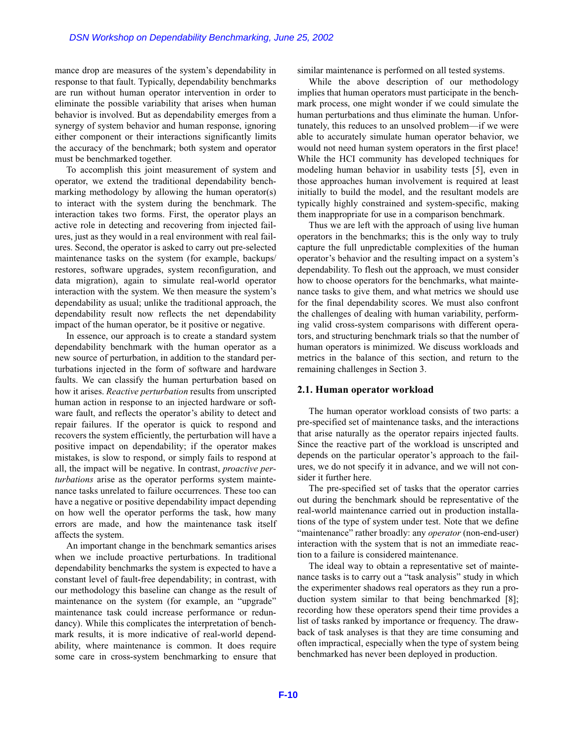mance drop are measures of the system's dependability in response to that fault. Typically, dependability benchmarks are run without human operator intervention in order to eliminate the possible variability that arises when human behavior is involved. But as dependability emerges from a synergy of system behavior and human response, ignoring either component or their interactions significantly limits the accuracy of the benchmark; both system and operator must be benchmarked together.

To accomplish this joint measurement of system and operator, we extend the traditional dependability benchmarking methodology by allowing the human operator(s) to interact with the system during the benchmark. The interaction takes two forms. First, the operator plays an active role in detecting and recovering from injected failures, just as they would in a real environment with real failures. Second, the operator is asked to carry out pre-selected maintenance tasks on the system (for example, backups/restores, software upgrades, system reconfiguration, and data migration), again to simulate real-world operator interaction with the system. We then measure the system's dependability as usual; unlike the traditional approach, the dependability result now reflects the net dependability impact of the human operator, be it positive or negative.

In essence, our approach is to create a standard system dependability benchmark with the human operator as a new source of perturbation, in addition to the standard perturbations injected in the form of software and hardware faults. We can classify the human perturbation based on how it arises. *Reactive perturbation* results from unscripted human action in response to an injected hardware or software fault, and reflects the operator's ability to detect and repair failures. If the operator is quick to respond and recovers the system efficiently, the perturbation will have a positive impact on dependability; if the operator makes mistakes, is slow to respond, or simply fails to respond at all, the impact will be negative. In contrast, *proactive perturbations* arise as the operator performs system maintenance tasks unrelated to failure occurrences. These too can have a negative or positive dependability impact depending on how well the operator performs the task, how many errors are made, and how the maintenance task itself affects the system.

An important change in the benchmark semantics arises when we include proactive perturbations. In traditional dependability benchmarks the system is expected to have a constant level of fault-free dependability; in contrast, with our methodology this baseline can change as the result of maintenance on the system (for example, an "upgrade" maintenance task could increase performance or redundancy). While this complicates the interpretation of benchmark results, it is more indicative of real-world dependability, where maintenance is common. It does require some care in cross-system benchmarking to ensure that similar maintenance is performed on all tested systems.

While the above description of our methodology implies that human operators must participate in the benchmark process, one might wonder if we could simulate the human perturbations and thus eliminate the human. Unfortunately, this reduces to an unsolved problem—if we were able to accurately simulate human operator behavior, we would not need human system operators in the first place! While the HCI community has developed techniques for modeling human behavior in usability tests [5], even in those approaches human involvement is required at least initially to build the model, and the resultant models are typically highly constrained and system-specific, making them inappropriate for use in a comparison benchmark.

Thus we are left with the approach of using live human operators in the benchmarks; this is the only way to truly capture the full unpredictable complexities of the human operator's behavior and the resulting impact on a system's dependability. To flesh out the approach, we must consider how to choose operators for the benchmarks, what maintenance tasks to give them, and what metrics we should use for the final dependability scores. We must also confront the challenges of dealing with human variability, performing valid cross-system comparisons with different operators, and structuring benchmark trials so that the number of human operators is minimized. We discuss workloads and metrics in the balance of this section, and return to the remaining challenges in Section 3.

### 2.1. Human operator workload

The human operator workload consists of two parts: a pre-specified set of maintenance tasks, and the interactions that arise naturally as the operator repairs injected faults. Since the reactive part of the workload is unscripted and depends on the particular operator's approach to the failures, we do not specify it in advance, and we will not consider it further here.

The pre-specified set of tasks that the operator carries out during the benchmark should be representative of the real-world maintenance carried out in production installations of the type of system under test. Note that we define "maintenance" rather broadly: any *operator* (non-end-user) interaction with the system that is not an immediate reaction to a failure is considered maintenance.

The ideal way to obtain a representative set of maintenance tasks is to carry out a "task analysis" study in which the experimenter shadows real operators as they run a production system similar to that being benchmarked [8]; recording how these operators spend their time provides a list of tasks ranked by importance or frequency. The drawback of task analyses is that they are time consuming and often impractical, especially when the type of system being benchmarked has never been deployed in production.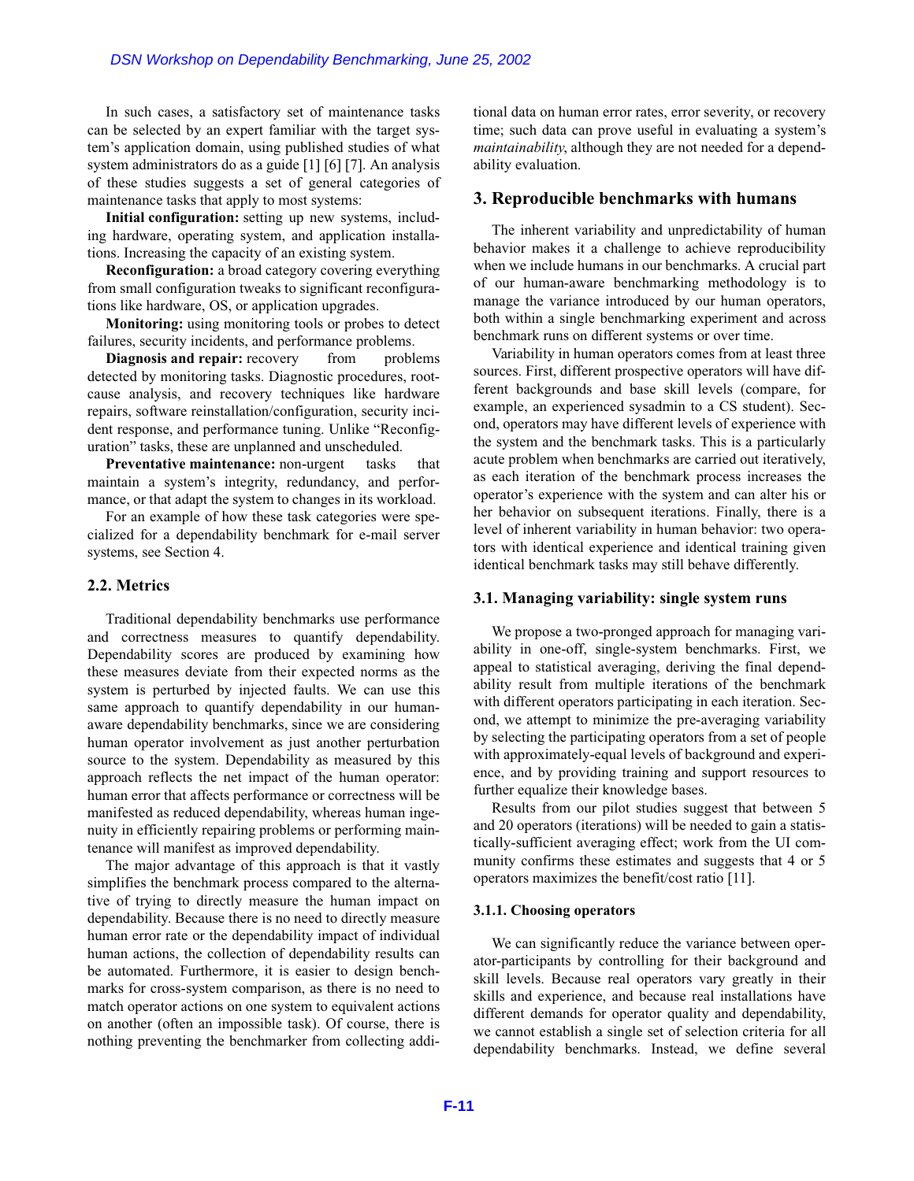In such cases, a satisfactory set of maintenance tasks can be selected by an expert familiar with the target system's application domain, using published studies of what system administrators do as a guide [1] [6] [7]. An analysis of these studies suggests a set of general categories of maintenance tasks that apply to most systems:

**Initial configuration:** setting up new systems, including hardware, operating system, and application installations. Increasing the capacity of an existing system.

**Reconfiguration:** a broad category covering everything from small configuration tweaks to significant reconfigurations like hardware, OS, or application upgrades.

**Monitoring:** using monitoring tools or probes to detect failures, security incidents, and performance problems.

**Diagnosis and repair:** recovery from problems detected by monitoring tasks. Diagnostic procedures, root-cause analysis, and recovery techniques like hardware repairs, software reinstallation/configuration, security incident response, and performance tuning. Unlike "Reconfiguration" tasks, these are unplanned and unscheduled.

**Preventative maintenance:** non-urgent tasks that maintain a system's integrity, redundancy, and performance, or that adapt the system to changes in its workload.

For an example of how these task categories were specialized for a dependability benchmark for e-mail server systems, see Section 4.

### 2.2. Metrics

Traditional dependability benchmarks use performance and correctness measures to quantify dependability. Dependability scores are produced by examining how these measures deviate from their expected norms as the system is perturbed by injected faults. We can use this same approach to quantify dependability in our human-aware dependability benchmarks, since we are considering human operator involvement as just another perturbation source to the system. Dependability as measured by this approach reflects the net impact of the human operator: human error that affects performance or correctness will be manifested as reduced dependability, whereas human ingenuity in efficiently repairing problems or performing maintenance will manifest as improved dependability.

The major advantage of this approach is that it vastly simplifies the benchmark process compared to the alternative of trying to directly measure the human impact on dependability. Because there is no need to directly measure human error rate or the dependability impact of individual human actions, the collection of dependability results can be automated. Furthermore, it is easier to design benchmarks for cross-system comparison, as there is no need to match operator actions on one system to equivalent actions on another (often an impossible task). Of course, there is nothing preventing the benchmarker from collecting additional data on human error rates, error severity, or recovery time; such data can prove useful in evaluating a system's *maintainability*, although they are not needed for a dependability evaluation.

## 3. Reproducible benchmarks with humans

The inherent variability and unpredictability of human behavior makes it a challenge to achieve reproducibility when we include humans in our benchmarks. A crucial part of our human-aware benchmarking methodology is to manage the variance introduced by our human operators, both within a single benchmarking experiment and across benchmark runs on different systems or over time.

Variability in human operators comes from at least three sources. First, different prospective operators will have different backgrounds and base skill levels (compare, for example, an experienced sysadmin to a CS student). Second, operators may have different levels of experience with the system and the benchmark tasks. This is a particularly acute problem when benchmarks are carried out iteratively, as each iteration of the benchmark process increases the operator's experience with the system and can alter his or her behavior on subsequent iterations. Finally, there is a level of inherent variability in human behavior: two operators with identical experience and identical training given identical benchmark tasks may still behave differently.

### 3.1. Managing variability: single system runs

We propose a two-pronged approach for managing variability in one-off, single-system benchmarks. First, we appeal to statistical averaging, deriving the final dependability result from multiple iterations of the benchmark with different operators participating in each iteration. Second, we attempt to minimize the pre-averaging variability by selecting the participating operators from a set of people with approximately-equal levels of background and experience, and by providing training and support resources to further equalize their knowledge bases.

Results from our pilot studies suggest that between 5 and 20 operators (iterations) will be needed to gain a statistically-sufficient averaging effect; work from the UI community confirms these estimates and suggests that 4 or 5 operators maximizes the benefit/cost ratio [11].

#### 3.1.1. Choosing operators

We can significantly reduce the variance between operator-participants by controlling for their background and skill levels. Because real operators vary greatly in their skills and experience, and because real installations have different demands for operator quality and dependability, we cannot establish a single set of selection criteria for all dependability benchmarks. Instead, we define several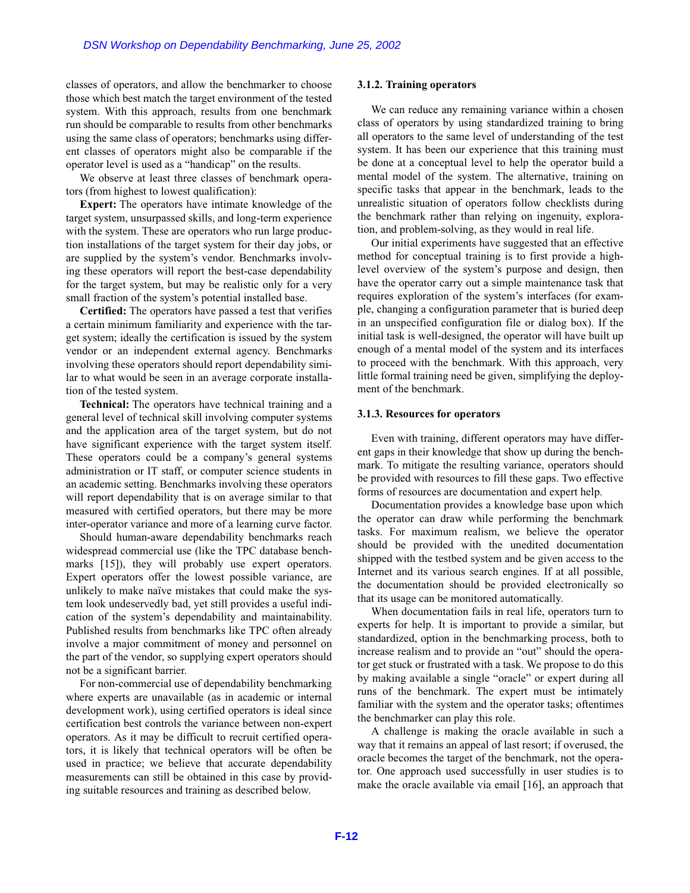classes of operators, and allow the benchmarker to choose those which best match the target environment of the tested system. With this approach, results from one benchmark run should be comparable to results from other benchmarks using the same class of operators; benchmarks using different classes of operators might also be comparable if the operator level is used as a "handicap" on the results.

We observe at least three classes of benchmark operators (from highest to lowest qualification):

**Expert:** The operators have intimate knowledge of the target system, unsurpassed skills, and long-term experience with the system. These are operators who run large production installations of the target system for their day jobs, or are supplied by the system's vendor. Benchmarks involving these operators will report the best-case dependability for the target system, but may be realistic only for a very small fraction of the system's potential installed base.

**Certified:** The operators have passed a test that verifies a certain minimum familiarity and experience with the target system; ideally the certification is issued by the system vendor or an independent external agency. Benchmarks involving these operators should report dependability similar to what would be seen in an average corporate installation of the tested system.

**Technical:** The operators have technical training and a general level of technical skill involving computer systems and the application area of the target system, but do not have significant experience with the target system itself. These operators could be a company's general systems administration or IT staff, or computer science students in an academic setting. Benchmarks involving these operators will report dependability that is on average similar to that measured with certified operators, but there may be more inter-operator variance and more of a learning curve factor.

Should human-aware dependability benchmarks reach widespread commercial use (like the TPC database benchmarks [15]), they will probably use expert operators. Expert operators offer the lowest possible variance, are unlikely to make naïve mistakes that could make the system look undeservedly bad, yet still provides a useful indication of the system's dependability and maintainability. Published results from benchmarks like TPC often already involve a major commitment of money and personnel on the part of the vendor, so supplying expert operators should not be a significant barrier.

For non-commercial use of dependability benchmarking where experts are unavailable (as in academic or internal development work), using certified operators is ideal since certification best controls the variance between non-expert operators. As it may be difficult to recruit certified operators, it is likely that technical operators will be often be used in practice; we believe that accurate dependability measurements can still be obtained in this case by providing suitable resources and training as described below.

#### 3.1.2. Training operators

We can reduce any remaining variance within a chosen class of operators by using standardized training to bring all operators to the same level of understanding of the test system. It has been our experience that this training must be done at a conceptual level to help the operator build a mental model of the system. The alternative, training on specific tasks that appear in the benchmark, leads to the unrealistic situation of operators follow checklists during the benchmark rather than relying on ingenuity, exploration, and problem-solving, as they would in real life.

Our initial experiments have suggested that an effective method for conceptual training is to first provide a high-level overview of the system's purpose and design, then have the operator carry out a simple maintenance task that requires exploration of the system's interfaces (for example, changing a configuration parameter that is buried deep in an unspecified configuration file or dialog box). If the initial task is well-designed, the operator will have built up enough of a mental model of the system and its interfaces to proceed with the benchmark. With this approach, very little formal training need be given, simplifying the deployment of the benchmark.

#### 3.1.3. Resources for operators

Even with training, different operators may have different gaps in their knowledge that show up during the benchmark. To mitigate the resulting variance, operators should be provided with resources to fill these gaps. Two effective forms of resources are documentation and expert help.

Documentation provides a knowledge base upon which the operator can draw while performing the benchmark tasks. For maximum realism, we believe the operator should be provided with the unedited documentation shipped with the testbed system and be given access to the Internet and its various search engines. If at all possible, the documentation should be provided electronically so that its usage can be monitored automatically.

When documentation fails in real life, operators turn to experts for help. It is important to provide a similar, but standardized, option in the benchmarking process, both to increase realism and to provide an "out" should the operator get stuck or frustrated with a task. We propose to do this by making available a single "oracle" or expert during all runs of the benchmark. The expert must be intimately familiar with the system and the operator tasks; oftentimes the benchmarker can play this role.

A challenge is making the oracle available in such a way that it remains an appeal of last resort; if overused, the oracle becomes the target of the benchmark, not the operator. One approach used successfully in user studies is to make the oracle available via email [16], an approach that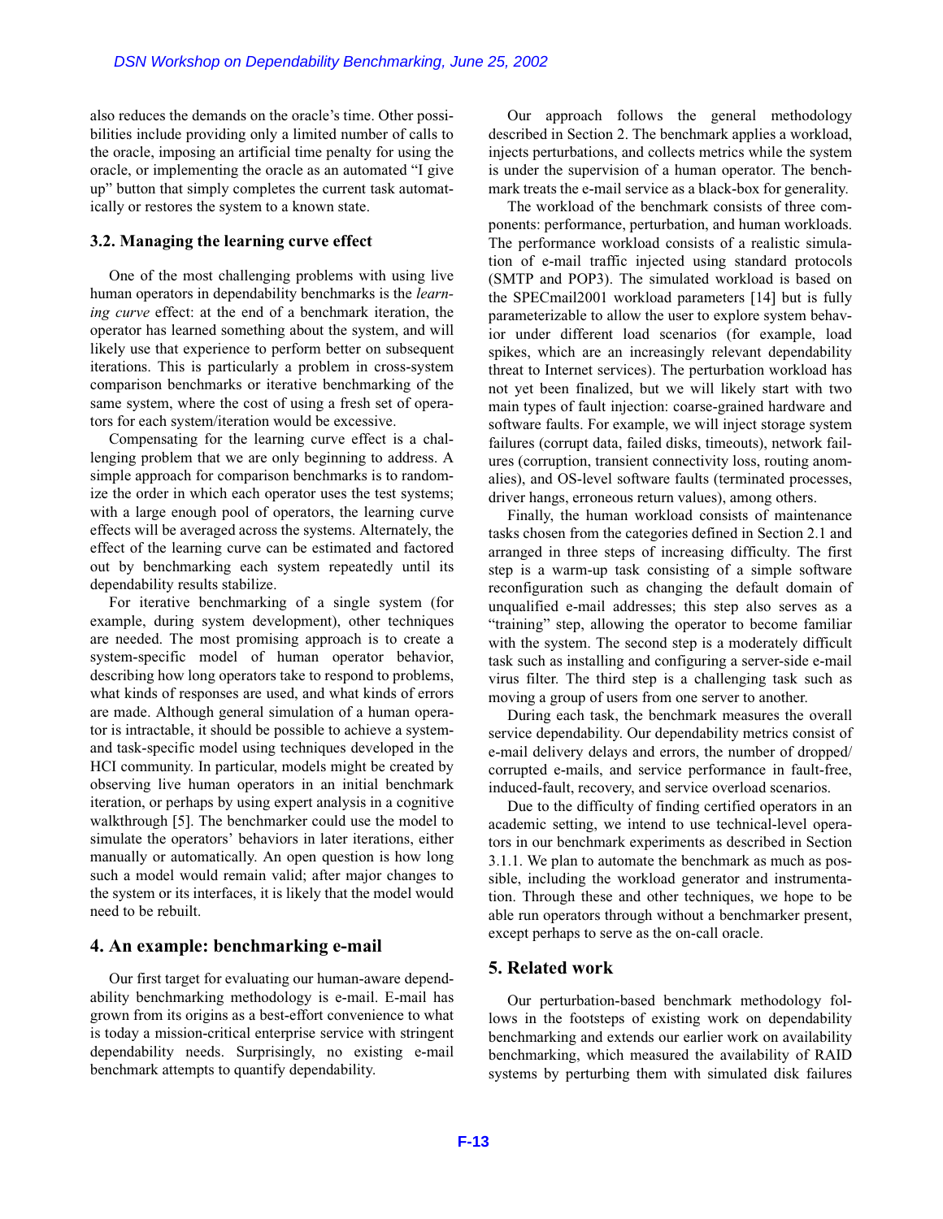also reduces the demands on the oracle's time. Other possibilities include providing only a limited number of calls to the oracle, imposing an artificial time penalty for using the oracle, or implementing the oracle as an automated "I give up" button that simply completes the current task automatically or restores the system to a known state.

### 3.2. Managing the learning curve effect

One of the most challenging problems with using live human operators in dependability benchmarks is the *learning curve* effect: at the end of a benchmark iteration, the operator has learned something about the system, and will likely use that experience to perform better on subsequent iterations. This is particularly a problem in cross-system comparison benchmarks or iterative benchmarking of the same system, where the cost of using a fresh set of operators for each system/iteration would be excessive.

Compensating for the learning curve effect is a challenging problem that we are only beginning to address. A simple approach for comparison benchmarks is to randomize the order in which each operator uses the test systems; with a large enough pool of operators, the learning curve effects will be averaged across the systems. Alternately, the effect of the learning curve can be estimated and factored out by benchmarking each system repeatedly until its dependability results stabilize.

For iterative benchmarking of a single system (for example, during system development), other techniques are needed. The most promising approach is to create a system-specific model of human operator behavior, describing how long operators take to respond to problems, what kinds of responses are used, and what kinds of errors are made. Although general simulation of a human operator is intractable, it should be possible to achieve a system- and task-specific model using techniques developed in the HCI community. In particular, models might be created by observing live human operators in an initial benchmark iteration, or perhaps by using expert analysis in a cognitive walkthrough [5]. The benchmarker could use the model to simulate the operators' behaviors in later iterations, either manually or automatically. An open question is how long such a model would remain valid; after major changes to the system or its interfaces, it is likely that the model would need to be rebuilt.

## 4. An example: benchmarking e-mail

Our first target for evaluating our human-aware dependability benchmarking methodology is e-mail. E-mail has grown from its origins as a best-effort convenience to what is today a mission-critical enterprise service with stringent dependability needs. Surprisingly, no existing e-mail benchmark attempts to quantify dependability.

Our approach follows the general methodology described in Section 2. The benchmark applies a workload, injects perturbations, and collects metrics while the system is under the supervision of a human operator. The benchmark treats the e-mail service as a black-box for generality.

The workload of the benchmark consists of three components: performance, perturbation, and human workloads. The performance workload consists of a realistic simulation of e-mail traffic injected using standard protocols (SMTP and POP3). The simulated workload is based on the SPECmail2001 workload parameters [14] but is fully parameterizable to allow the user to explore system behavior under different load scenarios (for example, load spikes, which are an increasingly relevant dependability threat to Internet services). The perturbation workload has not yet been finalized, but we will likely start with two main types of fault injection: coarse-grained hardware and software faults. For example, we will inject storage system failures (corrupt data, failed disks, timeouts), network failures (corruption, transient connectivity loss, routing anomalies), and OS-level software faults (terminated processes, driver hangs, erroneous return values), among others.

Finally, the human workload consists of maintenance tasks chosen from the categories defined in Section 2.1 and arranged in three steps of increasing difficulty. The first step is a warm-up task consisting of a simple software reconfiguration such as changing the default domain of unqualified e-mail addresses; this step also serves as a "training" step, allowing the operator to become familiar with the system. The second step is a moderately difficult task such as installing and configuring a server-side e-mail virus filter. The third step is a challenging task such as moving a group of users from one server to another.

During each task, the benchmark measures the overall service dependability. Our dependability metrics consist of e-mail delivery delays and errors, the number of dropped/corrupted e-mails, and service performance in fault-free, induced-fault, recovery, and service overload scenarios.

Due to the difficulty of finding certified operators in an academic setting, we intend to use technical-level operators in our benchmark experiments as described in Section 3.1.1. We plan to automate the benchmark as much as possible, including the workload generator and instrumentation. Through these and other techniques, we hope to be able run operators through without a benchmarker present, except perhaps to serve as the on-call oracle.

## 5. Related work

Our perturbation-based benchmark methodology follows in the footsteps of existing work on dependability benchmarking and extends our earlier work on availability benchmarking, which measured the availability of RAID systems by perturbing them with simulated disk failures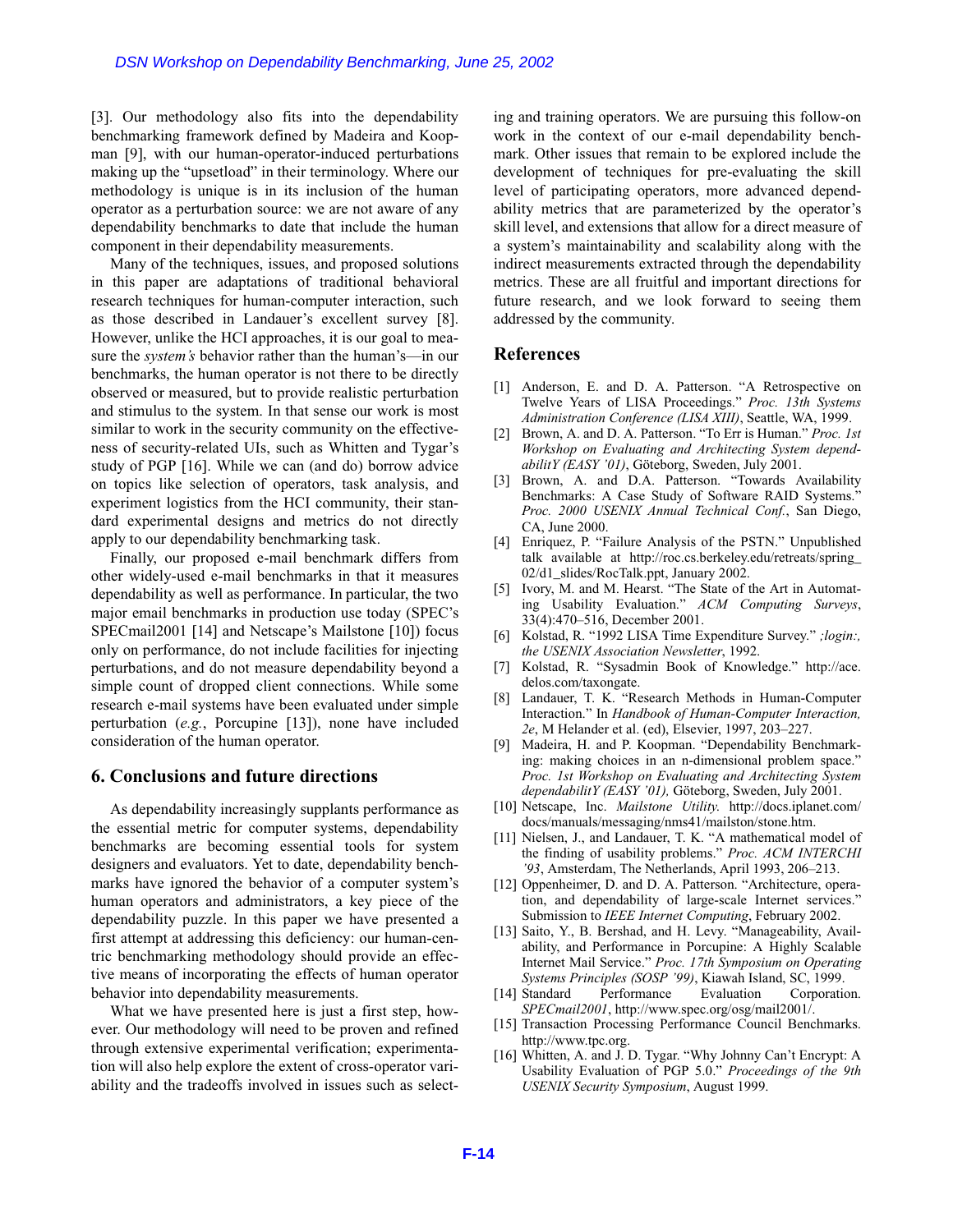[3]. Our methodology also fits into the dependability benchmarking framework defined by Madeira and Koopman [9], with our human-operator-induced perturbations making up the "upsetload" in their terminology. Where our methodology is unique is in its inclusion of the human operator as a perturbation source: we are not aware of any dependability benchmarks to date that include the human component in their dependability measurements.

Many of the techniques, issues, and proposed solutions in this paper are adaptations of traditional behavioral research techniques for human-computer interaction, such as those described in Landauer's excellent survey [8]. However, unlike the HCI approaches, it is our goal to measure the *system's* behavior rather than the human's—in our benchmarks, the human operator is not there to be directly observed or measured, but to provide realistic perturbation and stimulus to the system. In that sense our work is most similar to work in the security community on the effectiveness of security-related UIs, such as Whitten and Tygar's study of PGP [16]. While we can (and do) borrow advice on topics like selection of operators, task analysis, and experiment logistics from the HCI community, their standard experimental designs and metrics do not directly apply to our dependability benchmarking task.

Finally, our proposed e-mail benchmark differs from other widely-used e-mail benchmarks in that it measures dependability as well as performance. In particular, the two major email benchmarks in production use today (SPEC's SPECmail2001 [14] and Netscape's Mailstone [10]) focus only on performance, do not include facilities for injecting perturbations, and do not measure dependability beyond a simple count of dropped client connections. While some research e-mail systems have been evaluated under simple perturbation (*e.g.*, Porcupine [13]), none have included consideration of the human operator.

## 6. Conclusions and future directions

As dependability increasingly supplants performance as the essential metric for computer systems, dependability benchmarks are becoming essential tools for system designers and evaluators. Yet to date, dependability benchmarks have ignored the behavior of a computer system's human operators and administrators, a key piece of the dependability puzzle. In this paper we have presented a first attempt at addressing this deficiency: our human-centric benchmarking methodology should provide an effective means of incorporating the effects of human operator behavior into dependability measurements.

What we have presented here is just a first step, however. Our methodology will need to be proven and refined through extensive experimental verification; experimentation will also help explore the extent of cross-operator variability and the tradeoffs involved in issues such as selecting and training operators. We are pursuing this follow-on work in the context of our e-mail dependability benchmark. Other issues that remain to be explored include the development of techniques for pre-evaluating the skill level of participating operators, more advanced dependability metrics that are parameterized by the operator's skill level, and extensions that allow for a direct measure of a system's maintainability and scalability along with the indirect measurements extracted through the dependability metrics. These are all fruitful and important directions for future research, and we look forward to seeing them addressed by the community.

## References

[1] Anderson, E. and D. A. Patterson. "A Retrospective on Twelve Years of LISA Proceedings." *Proc. 13th Systems Administration Conference (LISA XIII)*, Seattle, WA, 1999.

[2] Brown, A. and D. A. Patterson. "To Err is Human." *Proc. 1st Workshop on Evaluating and Architecting System dependabilitY (EASY '01)*, Göteborg, Sweden, July 2001.

[3] Brown, A. and D.A. Patterson. "Towards Availability Benchmarks: A Case Study of Software RAID Systems." *Proc. 2000 USENIX Annual Technical Conf.*, San Diego, CA, June 2000.

[4] Enriquez, P. "Failure Analysis of the PSTN." Unpublished talk available at http://roc.cs.berkeley.edu/retreats/spring_02/d1_slides/RocTalk.ppt, January 2002.

[5] Ivory, M. and M. Hearst. "The State of the Art in Automating Usability Evaluation." *ACM Computing Surveys*, 33(4):470–516, December 2001.

[6] Kolstad, R. "1992 LISA Time Expenditure Survey." *;login:, the USENIX Association Newsletter*, 1992.

[7] Kolstad, R. "Sysadmin Book of Knowledge." http://ace.delos.com/taxongate.

[8] Landauer, T. K. "Research Methods in Human-Computer Interaction." In *Handbook of Human-Computer Interaction, 2e*, M Helander et al. (ed), Elsevier, 1997, 203–227.

[9] Madeira, H. and P. Koopman. "Dependability Benchmarking: making choices in an n-dimensional problem space." *Proc. 1st Workshop on Evaluating and Architecting System dependabilitY (EASY '01),* Göteborg, Sweden, July 2001.

[10] Netscape, Inc. *Mailstone Utility.* http://docs.iplanet.com/docs/manuals/messaging/nms41/mailston/stone.htm.

[11] Nielsen, J., and Landauer, T. K. "A mathematical model of the finding of usability problems." *Proc. ACM INTERCHI '93*, Amsterdam, The Netherlands, April 1993, 206–213.

[12] Oppenheimer, D. and D. A. Patterson. "Architecture, operation, and dependability of large-scale Internet services." Submission to *IEEE Internet Computing*, February 2002.

[13] Saito, Y., B. Bershad, and H. Levy. "Manageability, Availability, and Performance in Porcupine: A Highly Scalable Internet Mail Service." *Proc. 17th Symposium on Operating Systems Principles (SOSP '99)*, Kiawah Island, SC, 1999.

[14] Standard Performance Evaluation Corporation. *SPECmail2001*, http://www.spec.org/osg/mail2001/.

[15] Transaction Processing Performance Council Benchmarks. http://www.tpc.org.

[16] Whitten, A. and J. D. Tygar. "Why Johnny Can't Encrypt: A Usability Evaluation of PGP 5.0." *Proceedings of the 9th USENIX Security Symposium*, August 1999.